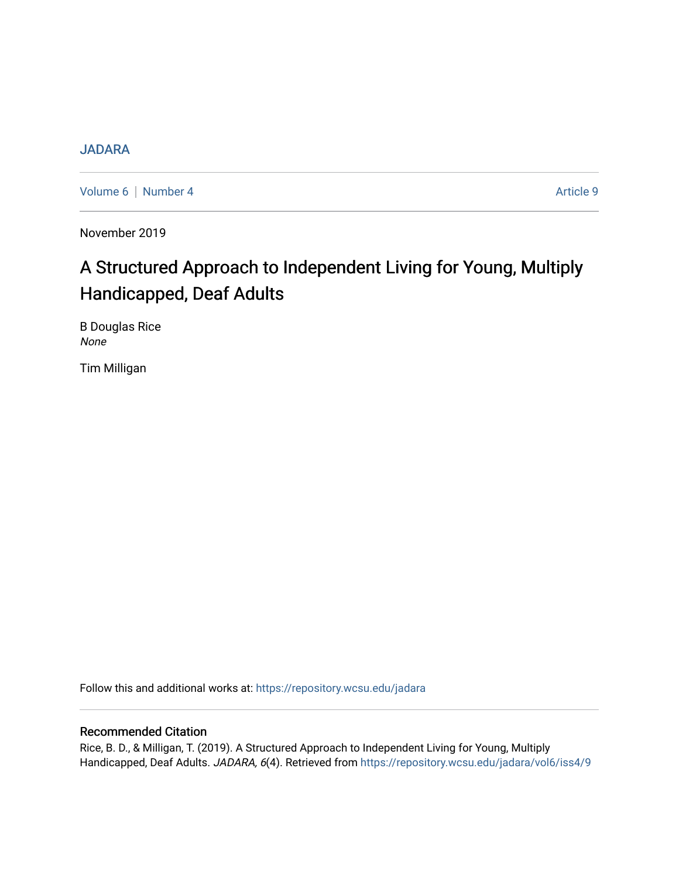JADARA

Volume 6 | Number 4 Article 9

November 2019

# A Structured Approach to Independent Living for Young, Multiply Handicapped, Deaf Adults

B Douglas Rice
*None*

Tim Milligan

Follow this and additional works at: https://repository.wcsu.edu/jadara

## Recommended Citation

Rice, B. D., & Milligan, T. (2019). A Structured Approach to Independent Living for Young, Multiply Handicapped, Deaf Adults. *JADARA, 6*(4). Retrieved from https://repository.wcsu.edu/jadara/vol6/iss4/9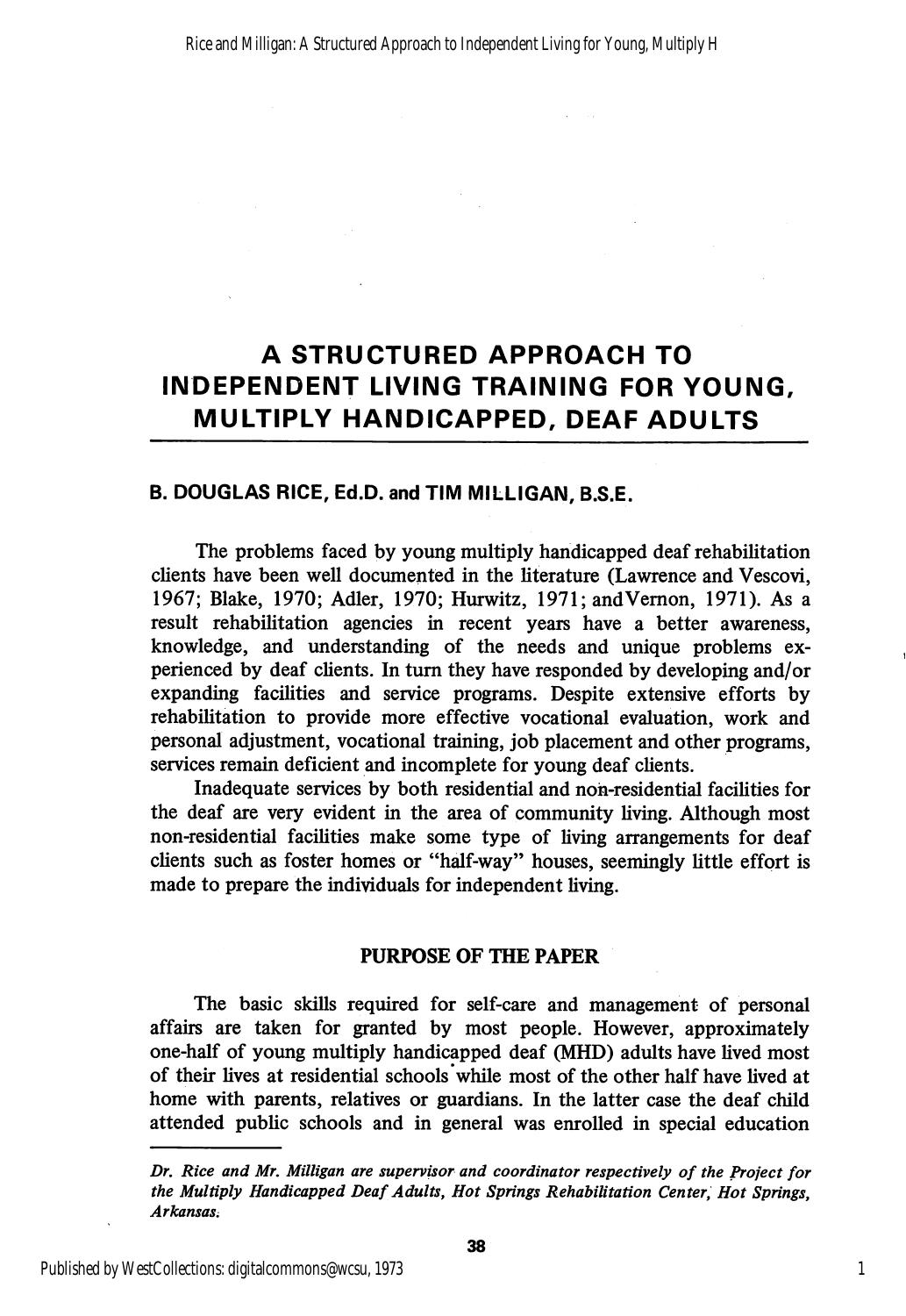# A STRUCTURED APPROACH TO INDEPENDENT LIVING TRAINING FOR YOUNG, MULTIPLY HANDICAPPED, DEAF ADULTS

### B. DOUGLAS RICE, Ed.D. and TIM MILLIGAN, B.S.E.

The problems faced by young multiply handicapped deaf rehabilitation clients have been well documented in the literature (Lawrence and Vescovi, 1967; Blake, 1970; Adler, 1970; Hurwitz, 1971; andVernon, 1971). As a result rehabilitation agencies in recent years have a better awareness, knowledge, and understanding of the needs and unique problems experienced by deaf clients. In turn they have responded by developing and/or expanding facilities and service programs. Despite extensive efforts by rehabilitation to provide more effective vocational evaluation, work and personal adjustment, vocational training, job placement and other programs, services remain deficient and incomplete for young deaf clients.

Inadequate services by both residential and non-residential facilities for the deaf are very evident in the area of community living. Although most non-residential facilities make some type of living arrangements for deaf clients such as foster homes or "half-way" houses, seemingly little effort is made to prepare the individuals for independent living.

## PURPOSE OF THE PAPER

The basic skills required for self-care and management of personal affairs are taken for granted by most people. However, approximately one-half of young multiply handicapped deaf (MHD) adults have lived most of their lives at residential schools while most of the other half have lived at home with parents, relatives or guardians. In the latter case the deaf child attended public schools and in general was enrolled in special education

---

*Dr. Rice and Mr. Milligan are supervisor and coordinator respectively of the Project for the Multiply Handicapped Deaf Adults, Hot Springs Rehabilitation Center, Hot Springs, Arkansas.*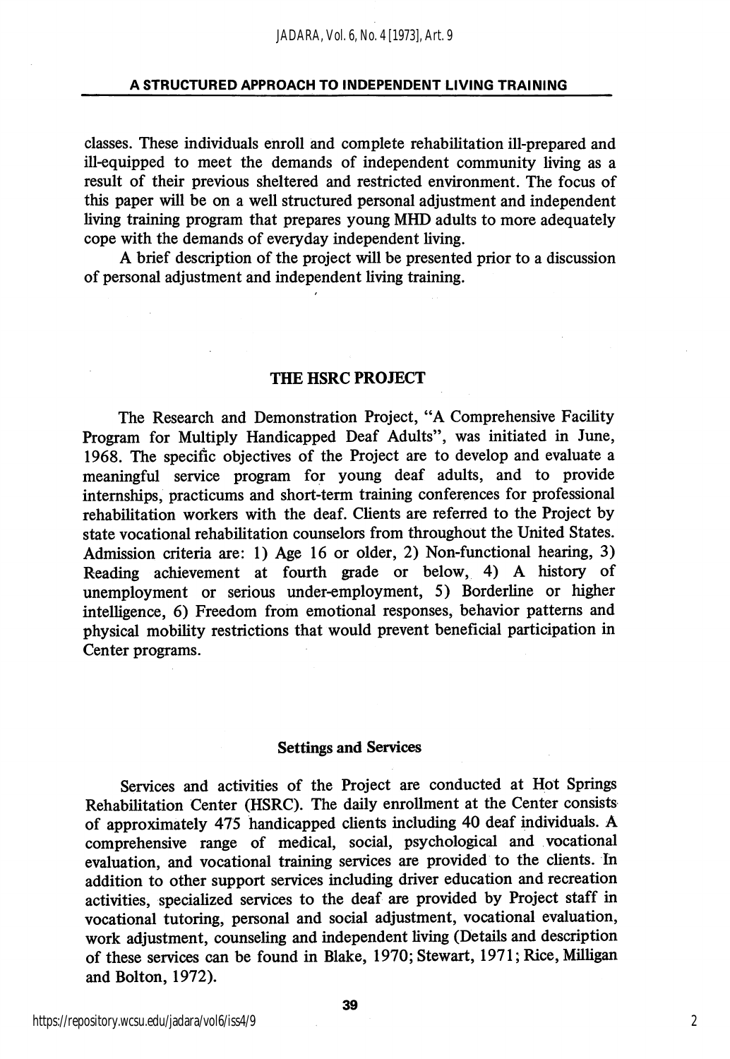classes. These individuals enroll and complete rehabilitation ill-prepared and ill-equipped to meet the demands of independent community living as a result of their previous sheltered and restricted environment. The focus of this paper will be on a well structured personal adjustment and independent living training program that prepares young MHD adults to more adequately cope with the demands of everyday independent living.

A brief description of the project will be presented prior to a discussion of personal adjustment and independent living training.

## THE HSRC PROJECT

The Research and Demonstration Project, "A Comprehensive Facility Program for Multiply Handicapped Deaf Adults", was initiated in June, 1968. The specific objectives of the Project are to develop and evaluate a meaningful service program for young deaf adults, and to provide internships, practicums and short-term training conferences for professional rehabilitation workers with the deaf. Clients are referred to the Project by state vocational rehabilitation counselors from throughout the United States. Admission criteria are: 1) Age 16 or older, 2) Non-functional hearing, 3) Reading achievement at fourth grade or below, 4) A history of unemployment or serious under-employment, 5) Borderline or higher intelligence, 6) Freedom from emotional responses, behavior patterns and physical mobility restrictions that would prevent beneficial participation in Center programs.

### Settings and Services

Services and activities of the Project are conducted at Hot Springs Rehabilitation Center (HSRC). The daily enrollment at the Center consists of approximately 475 handicapped clients including 40 deaf individuals. A comprehensive range of medical, social, psychological and vocational evaluation, and vocational training services are provided to the clients. In addition to other support services including driver education and recreation activities, specialized services to the deaf are provided by Project staff in vocational tutoring, personal and social adjustment, vocational evaluation, work adjustment, counseling and independent living (Details and description of these services can be found in Blake, 1970; Stewart, 1971; Rice, Milligan and Bolton, 1972).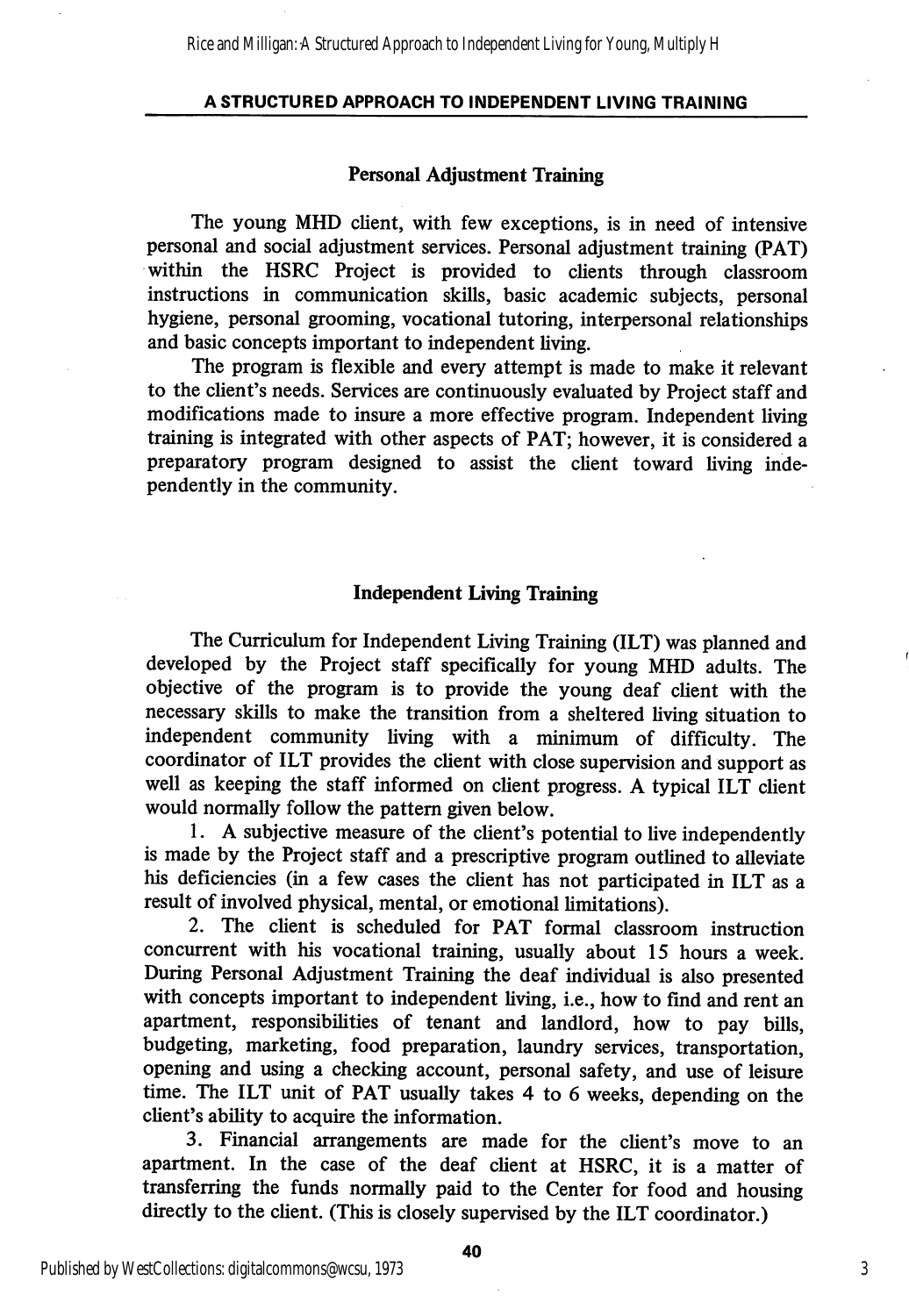## Personal Adjustment Training

The young MHD client, with few exceptions, is in need of intensive personal and social adjustment services. Personal adjustment training (PAT) within the HSRC Project is provided to clients through classroom instructions in communication skills, basic academic subjects, personal hygiene, personal grooming, vocational tutoring, interpersonal relationships and basic concepts important to independent living.

The program is flexible and every attempt is made to make it relevant to the client's needs. Services are continuously evaluated by Project staff and modifications made to insure a more effective program. Independent living training is integrated with other aspects of PAT; however, it is considered a preparatory program designed to assist the client toward living independently in the community.

## Independent Living Training

The Curriculum for Independent Living Training (ILT) was planned and developed by the Project staff specifically for young MHD adults. The objective of the program is to provide the young deaf client with the necessary skills to make the transition from a sheltered living situation to independent community living with a minimum of difficulty. The coordinator of ILT provides the client with close supervision and support as well as keeping the staff informed on client progress. A typical ILT client would normally follow the pattern given below.

1. A subjective measure of the client's potential to live independently is made by the Project staff and a prescriptive program outlined to alleviate his deficiencies (in a few cases the client has not participated in ILT as a result of involved physical, mental, or emotional limitations).

2. The client is scheduled for PAT formal classroom instruction concurrent with his vocational training, usually about 15 hours a week. During Personal Adjustment Training the deaf individual is also presented with concepts important to independent living, i.e., how to find and rent an apartment, responsibilities of tenant and landlord, how to pay bills, budgeting, marketing, food preparation, laundry services, transportation, opening and using a checking account, personal safety, and use of leisure time. The ILT unit of PAT usually takes 4 to 6 weeks, depending on the client's ability to acquire the information.

3. Financial arrangements are made for the client's move to an apartment. In the case of the deaf client at HSRC, it is a matter of transferring the funds normally paid to the Center for food and housing directly to the client. (This is closely supervised by the ILT coordinator.)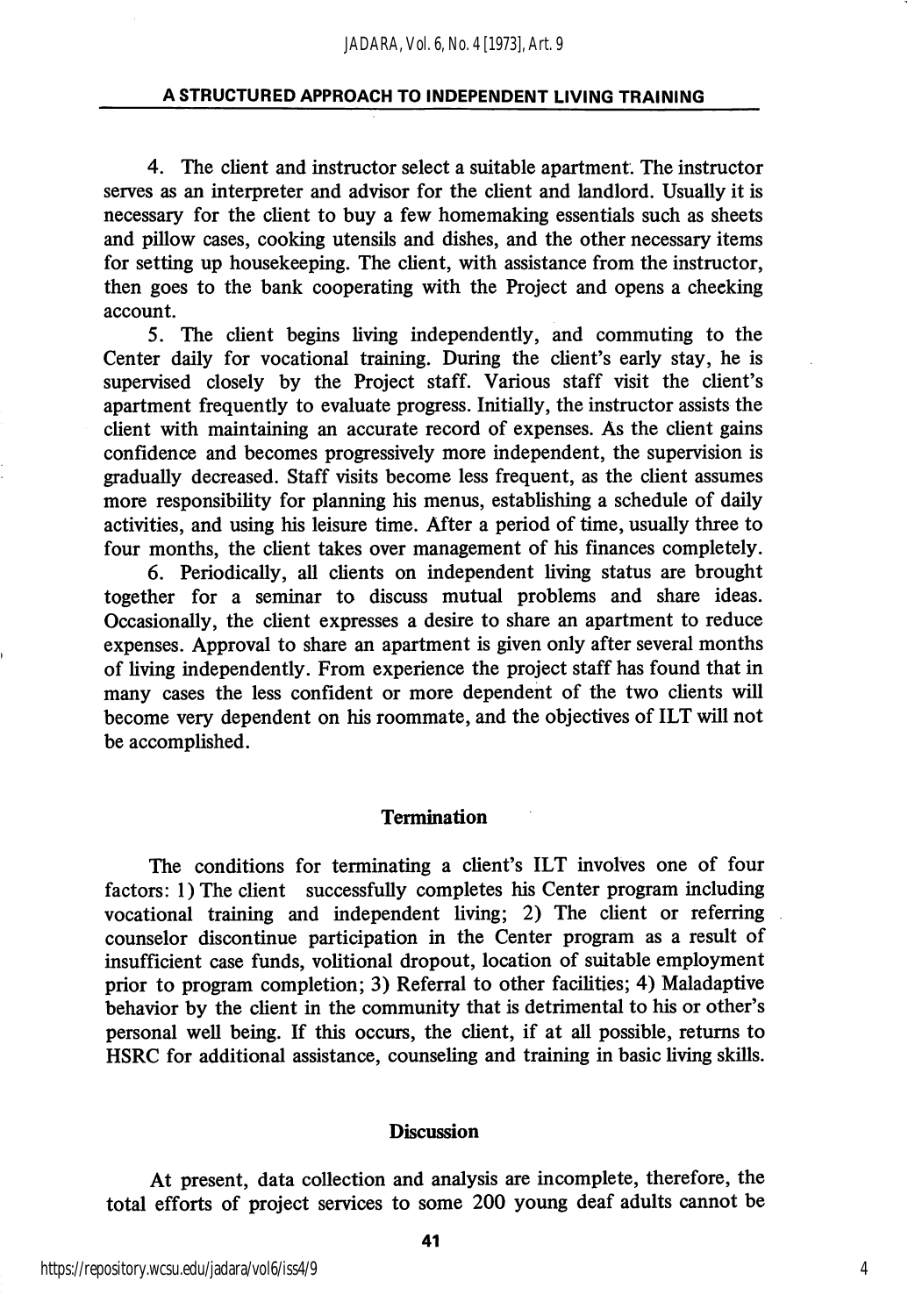4. The client and instructor select a suitable apartment. The instructor serves as an interpreter and advisor for the client and landlord. Usually it is necessary for the client to buy a few homemaking essentials such as sheets and pillow cases, cooking utensils and dishes, and the other necessary items for setting up housekeeping. The client, with assistance from the instructor, then goes to the bank cooperating with the Project and opens a checking account.

5. The client begins living independently, and commuting to the Center daily for vocational training. During the client's early stay, he is supervised closely by the Project staff. Various staff visit the client's apartment frequently to evaluate progress. Initially, the instructor assists the client with maintaining an accurate record of expenses. As the client gains confidence and becomes progressively more independent, the supervision is gradually decreased. Staff visits become less frequent, as the client assumes more responsibility for planning his menus, establishing a schedule of daily activities, and using his leisure time. After a period of time, usually three to four months, the client takes over management of his finances completely.

6. Periodically, all clients on independent living status are brought together for a seminar to discuss mutual problems and share ideas. Occasionally, the client expresses a desire to share an apartment to reduce expenses. Approval to share an apartment is given only after several months of living independently. From experience the project staff has found that in many cases the less confident or more dependent of the two clients will become very dependent on his roommate, and the objectives of ILT will not be accomplished.

## Termination

The conditions for terminating a client's ILT involves one of four factors: 1) The client successfully completes his Center program including vocational training and independent living; 2) The client or referring counselor discontinue participation in the Center program as a result of insufficient case funds, volitional dropout, location of suitable employment prior to program completion; 3) Referral to other facilities; 4) Maladaptive behavior by the client in the community that is detrimental to his or other's personal well being. If this occurs, the client, if at all possible, returns to HSRC for additional assistance, counseling and training in basic living skills.

## Discussion

At present, data collection and analysis are incomplete, therefore, the total efforts of project services to some 200 young deaf adults cannot be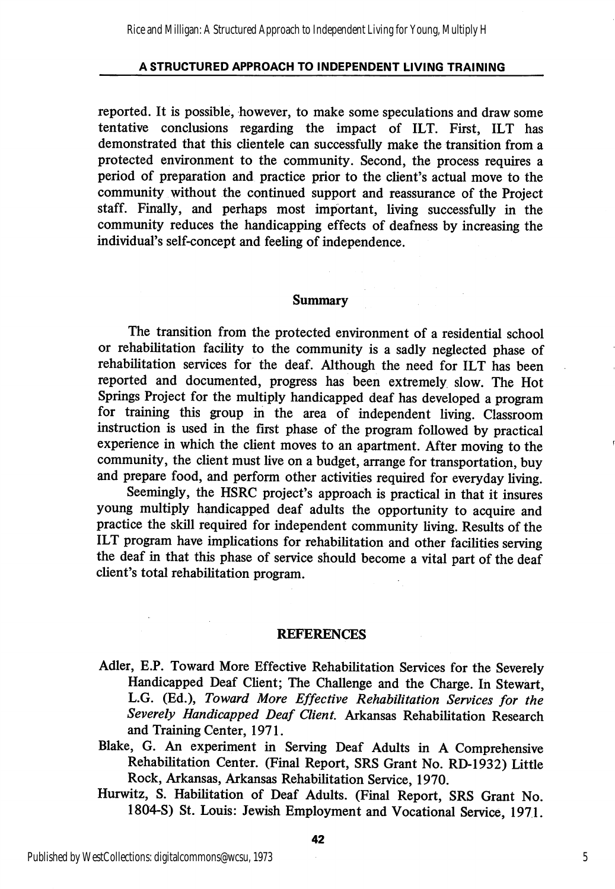reported. It is possible, however, to make some speculations and draw some tentative conclusions regarding the impact of ILT. First, ILT has demonstrated that this clientele can successfully make the transition from a protected environment to the community. Second, the process requires a period of preparation and practice prior to the client's actual move to the community without the continued support and reassurance of the Project staff. Finally, and perhaps most important, living successfully in the community reduces the handicapping effects of deafness by increasing the individual's self-concept and feeling of independence.

## Summary

The transition from the protected environment of a residential school or rehabilitation facility to the community is a sadly neglected phase of rehabilitation services for the deaf. Although the need for ILT has been reported and documented, progress has been extremely slow. The Hot Springs Project for the multiply handicapped deaf has developed a program for training this group in the area of independent living. Classroom instruction is used in the first phase of the program followed by practical experience in which the client moves to an apartment. After moving to the community, the client must live on a budget, arrange for transportation, buy and prepare food, and perform other activities required for everyday living.

Seemingly, the HSRC project's approach is practical in that it insures young multiply handicapped deaf adults the opportunity to acquire and practice the skill required for independent community living. Results of the ILT program have implications for rehabilitation and other facilities serving the deaf in that this phase of service should become a vital part of the deaf client's total rehabilitation program.

## REFERENCES

Adler, E.P. Toward More Effective Rehabilitation Services for the Severely Handicapped Deaf Client; The Challenge and the Charge. In Stewart, L.G. (Ed.), *Toward More Effective Rehabilitation Services for the Severely Handicapped Deaf Client.* Arkansas Rehabilitation Research and Training Center, 1971.

Blake, G. An experiment in Serving Deaf Adults in A Comprehensive Rehabilitation Center. (Final Report, SRS Grant No. RD-1932) Little Rock, Arkansas, Arkansas Rehabilitation Service, 1970.

Hurwitz, S. Habilitation of Deaf Adults. (Final Report, SRS Grant No. 1804-S) St. Louis: Jewish Employment and Vocational Service, 1971.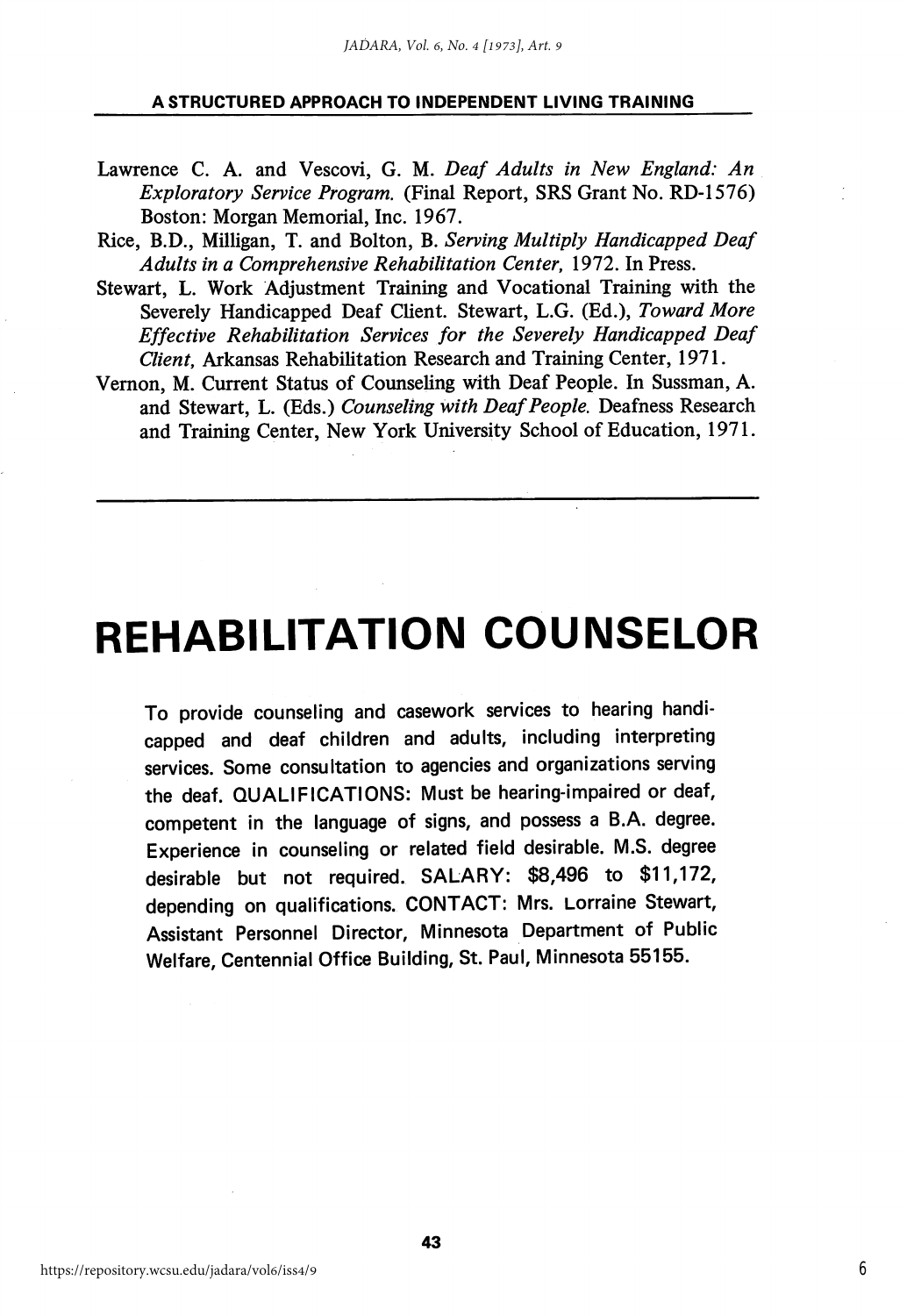Lawrence C. A. and Vescovi, G. M. *Deaf Adults in New England: An Exploratory Service Program.* (Final Report, SRS Grant No. RD-1576) Boston: Morgan Memorial, Inc. 1967.

Rice, B.D., Milligan, T. and Bolton, B. *Serving Multiply Handicapped Deaf Adults in a Comprehensive Rehabilitation Center,* 1972. In Press.

Stewart, L. Work Adjustment Training and Vocational Training with the Severely Handicapped Deaf Client. Stewart, L.G. (Ed.), *Toward More Effective Rehabilitation Services for the Severely Handicapped Deaf Client,* Arkansas Rehabilitation Research and Training Center, 1971.

Vernon, M. Current Status of Counseling with Deaf People. In Sussman, A. and Stewart, L. (Eds.) *Counseling with Deaf People.* Deafness Research and Training Center, New York University School of Education, 1971.

---

# REHABILITATION COUNSELOR

To provide counseling and casework services to hearing handicapped and deaf children and adults, including interpreting services. Some consultation to agencies and organizations serving the deaf. QUALIFICATIONS: Must be hearing-impaired or deaf, competent in the language of signs, and possess a B.A. degree. Experience in counseling or related field desirable. M.S. degree desirable but not required. SALARY: $8,496 to $11,172, depending on qualifications. CONTACT: Mrs. Lorraine Stewart, Assistant Personnel Director, Minnesota Department of Public Welfare, Centennial Office Building, St. Paul, Minnesota 55155.